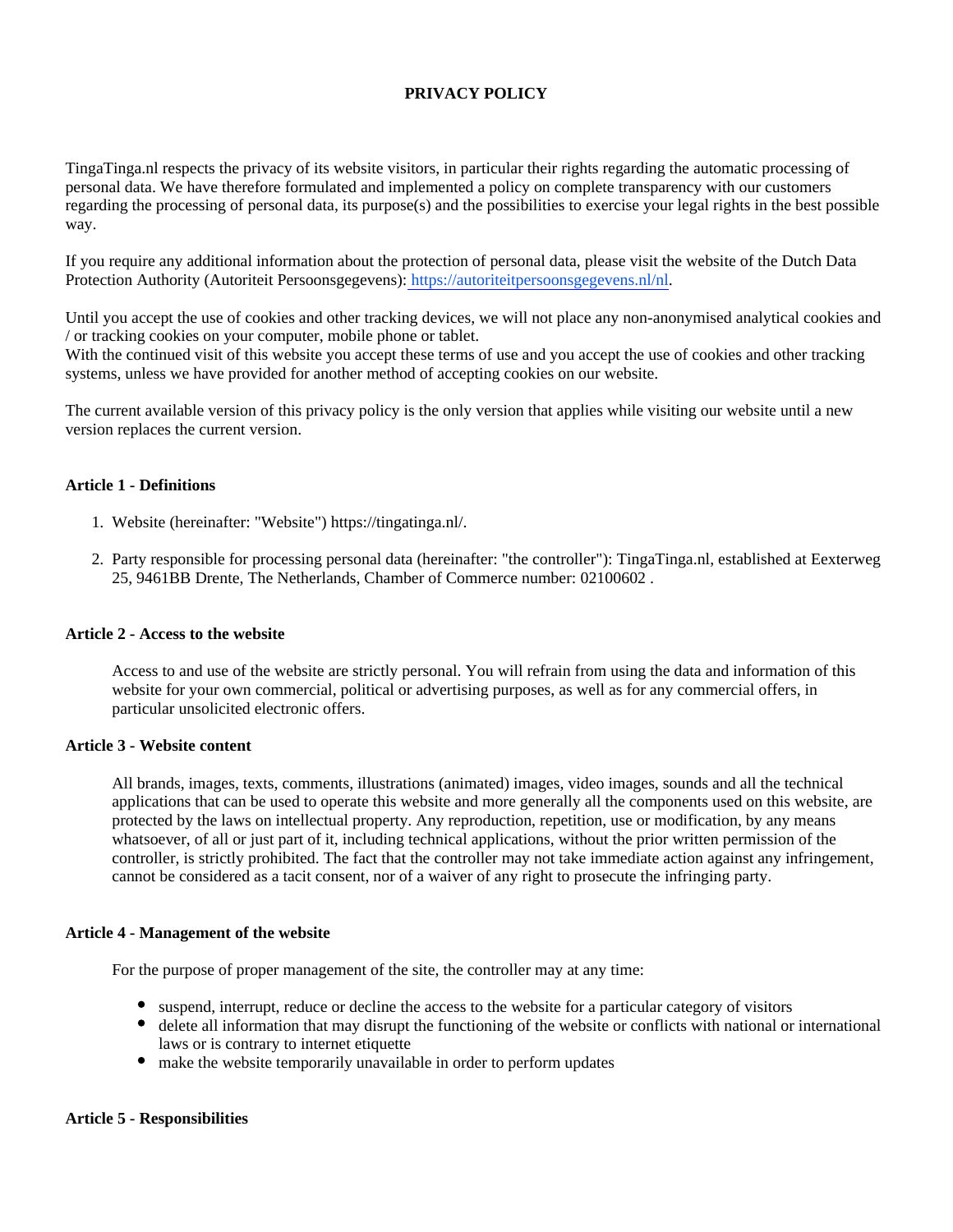# PRIVACY POLICY

TingaTinga.nl respects the privacy of its website visitors, in particular their rights regarding the automatic processing of personal data. We have therefore formulated and implemented a policy on complete transparency with our customers regarding the processing of personal data, its purpose(s) and the possibilities to exercise your legal rights in the best possible way.

If you require any additional information about the protection of personal data, please visit the website of the Dutch Data Protection Authority (Autoriteit Persoonsgegevens): https://autoriteitpersoonsgegevens.nl/nl.

Until you accept the use of cookies and other tracking devices, we will not place any non-anonymised analytical cookies and / or tracking cookies on your computer, mobile phone or tablet.
With the continued visit of this website you accept these terms of use and you accept the use of cookies and other tracking systems, unless we have provided for another method of accepting cookies on our website.

The current available version of this privacy policy is the only version that applies while visiting our website until a new version replaces the current version.

### Article 1 - Definitions

1. Website (hereinafter: "Website") https://tingatinga.nl/.
2. Party responsible for processing personal data (hereinafter: "the controller"): TingaTinga.nl, established at Eexterweg 25, 9461BB Drente, The Netherlands, Chamber of Commerce number: 02100602 .

### Article 2 - Access to the website

Access to and use of the website are strictly personal. You will refrain from using the data and information of this website for your own commercial, political or advertising purposes, as well as for any commercial offers, in particular unsolicited electronic offers.

### Article 3 - Website content

All brands, images, texts, comments, illustrations (animated) images, video images, sounds and all the technical applications that can be used to operate this website and more generally all the components used on this website, are protected by the laws on intellectual property. Any reproduction, repetition, use or modification, by any means whatsoever, of all or just part of it, including technical applications, without the prior written permission of the controller, is strictly prohibited. The fact that the controller may not take immediate action against any infringement, cannot be considered as a tacit consent, nor of a waiver of any right to prosecute the infringing party.

### Article 4 - Management of the website

For the purpose of proper management of the site, the controller may at any time:

- suspend, interrupt, reduce or decline the access to the website for a particular category of visitors
- delete all information that may disrupt the functioning of the website or conflicts with national or international laws or is contrary to internet etiquette
- make the website temporarily unavailable in order to perform updates

### Article 5 - Responsibilities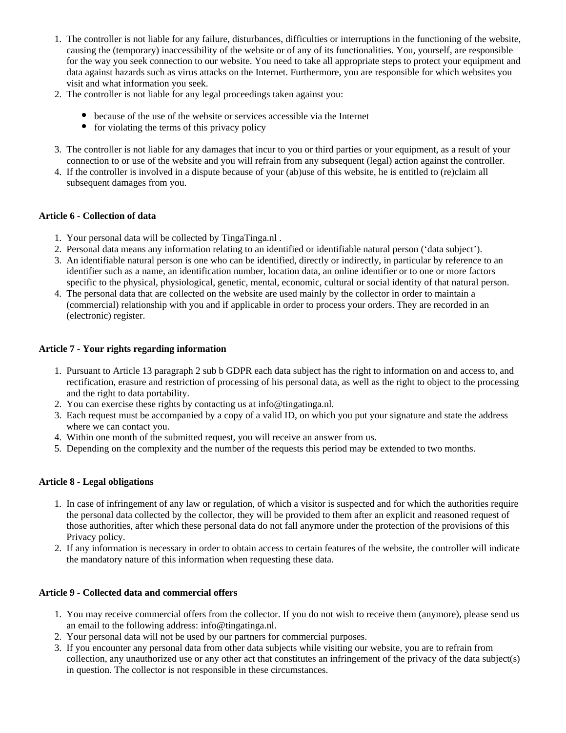1. The controller is not liable for any failure, disturbances, difficulties or interruptions in the functioning of the website, causing the (temporary) inaccessibility of the website or of any of its functionalities. You, yourself, are responsible for the way you seek connection to our website. You need to take all appropriate steps to protect your equipment and data against hazards such as virus attacks on the Internet. Furthermore, you are responsible for which websites you visit and what information you seek.
2. The controller is not liable for any legal proceedings taken against you:
   - because of the use of the website or services accessible via the Internet
   - for violating the terms of this privacy policy
3. The controller is not liable for any damages that incur to you or third parties or your equipment, as a result of your connection to or use of the website and you will refrain from any subsequent (legal) action against the controller.
4. If the controller is involved in a dispute because of your (ab)use of this website, he is entitled to (re)claim all subsequent damages from you.

**Article 6 - Collection of data**

1. Your personal data will be collected by TingaTinga.nl .
2. Personal data means any information relating to an identified or identifiable natural person (‘data subject’).
3. An identifiable natural person is one who can be identified, directly or indirectly, in particular by reference to an identifier such as a name, an identification number, location data, an online identifier or to one or more factors specific to the physical, physiological, genetic, mental, economic, cultural or social identity of that natural person.
4. The personal data that are collected on the website are used mainly by the collector in order to maintain a (commercial) relationship with you and if applicable in order to process your orders. They are recorded in an (electronic) register.

**Article 7 - Your rights regarding information**

1. Pursuant to Article 13 paragraph 2 sub b GDPR each data subject has the right to information on and access to, and rectification, erasure and restriction of processing of his personal data, as well as the right to object to the processing and the right to data portability.
2. You can exercise these rights by contacting us at info@tingatinga.nl.
3. Each request must be accompanied by a copy of a valid ID, on which you put your signature and state the address where we can contact you.
4. Within one month of the submitted request, you will receive an answer from us.
5. Depending on the complexity and the number of the requests this period may be extended to two months.

**Article 8 - Legal obligations**

1. In case of infringement of any law or regulation, of which a visitor is suspected and for which the authorities require the personal data collected by the collector, they will be provided to them after an explicit and reasoned request of those authorities, after which these personal data do not fall anymore under the protection of the provisions of this Privacy policy.
2. If any information is necessary in order to obtain access to certain features of the website, the controller will indicate the mandatory nature of this information when requesting these data.

**Article 9 - Collected data and commercial offers**

1. You may receive commercial offers from the collector. If you do not wish to receive them (anymore), please send us an email to the following address: info@tingatinga.nl.
2. Your personal data will not be used by our partners for commercial purposes.
3. If you encounter any personal data from other data subjects while visiting our website, you are to refrain from collection, any unauthorized use or any other act that constitutes an infringement of the privacy of the data subject(s) in question. The collector is not responsible in these circumstances.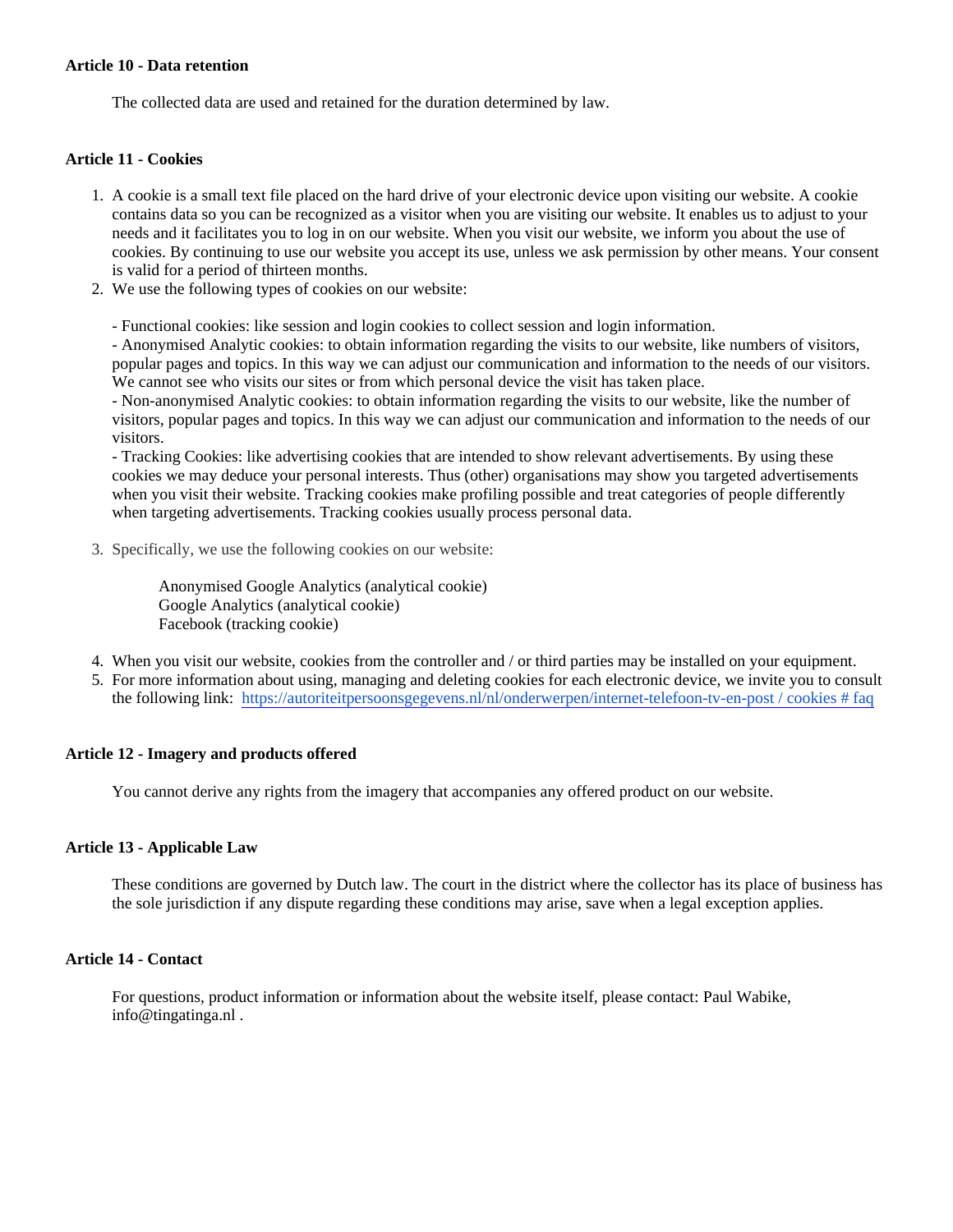**Article 10 - Data retention**

The collected data are used and retained for the duration determined by law.

**Article 11 - Cookies**

1. A cookie is a small text file placed on the hard drive of your electronic device upon visiting our website. A cookie contains data so you can be recognized as a visitor when you are visiting our website. It enables us to adjust to your needs and it facilitates you to log in on our website. When you visit our website, we inform you about the use of cookies. By continuing to use our website you accept its use, unless we ask permission by other means. Your consent is valid for a period of thirteen months.
2. We use the following types of cookies on our website:

   - Functional cookies: like session and login cookies to collect session and login information.
   - Anonymised Analytic cookies: to obtain information regarding the visits to our website, like numbers of visitors, popular pages and topics. In this way we can adjust our communication and information to the needs of our visitors. We cannot see who visits our sites or from which personal device the visit has taken place.
   - Non-anonymised Analytic cookies: to obtain information regarding the visits to our website, like the number of visitors, popular pages and topics. In this way we can adjust our communication and information to the needs of our visitors.
   - Tracking Cookies: like advertising cookies that are intended to show relevant advertisements. By using these cookies we may deduce your personal interests. Thus (other) organisations may show you targeted advertisements when you visit their website. Tracking cookies make profiling possible and treat categories of people differently when targeting advertisements. Tracking cookies usually process personal data.

3. Specifically, we use the following cookies on our website:

   Anonymised Google Analytics (analytical cookie)
   Google Analytics (analytical cookie)
   Facebook (tracking cookie)

4. When you visit our website, cookies from the controller and / or third parties may be installed on your equipment.
5. For more information about using, managing and deleting cookies for each electronic device, we invite you to consult the following link: https://autoriteitpersoonsgegevens.nl/nl/onderwerpen/internet-telefoon-tv-en-post / cookies # faq

**Article 12 - Imagery and products offered**

You cannot derive any rights from the imagery that accompanies any offered product on our website.

**Article 13 - Applicable Law**

These conditions are governed by Dutch law. The court in the district where the collector has its place of business has the sole jurisdiction if any dispute regarding these conditions may arise, save when a legal exception applies.

**Article 14 - Contact**

For questions, product information or information about the website itself, please contact: Paul Wabike, info@tingatinga.nl .